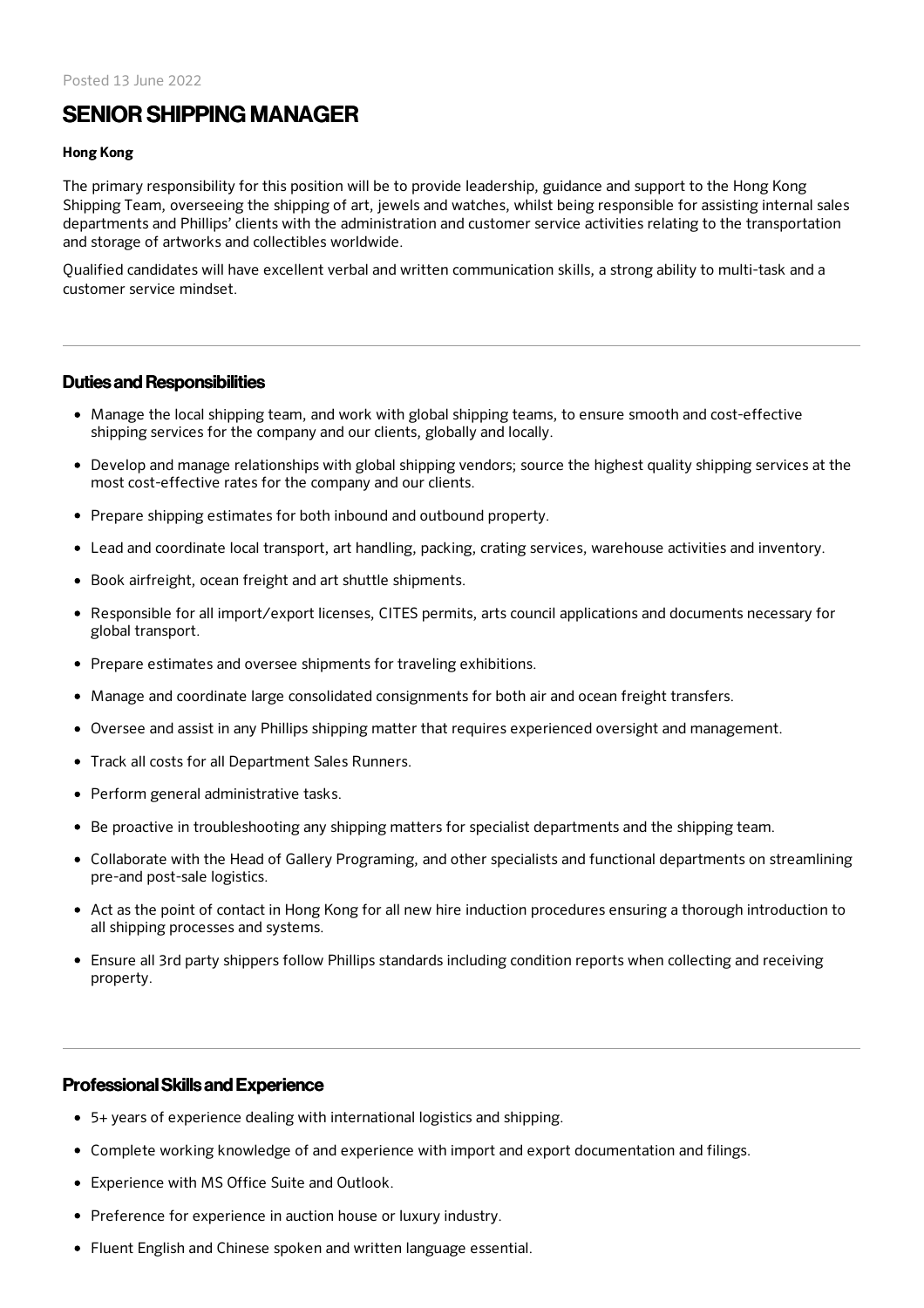Posted 13 June 2022

# SENIOR SHIPPING MANAGER

**Hong Kong**

The primary responsibility for this position will be to provide leadership, guidance and support to the Hong Kong Shipping Team, overseeing the shipping of art, jewels and watches, whilst being responsible for assisting internal sales departments and Phillips' clients with the administration and customer service activities relating to the transportation and storage of artworks and collectibles worldwide.

Qualified candidates will have excellent verbal and written communication skills, a strong ability to multi-task and a customer service mindset.

## Duties and Responsibilities

- Manage the local shipping team, and work with global shipping teams, to ensure smooth and cost-effective shipping services for the company and our clients, globally and locally.
- Develop and manage relationships with global shipping vendors; source the highest quality shipping services at the most cost-effective rates for the company and our clients.
- Prepare shipping estimates for both inbound and outbound property.
- Lead and coordinate local transport, art handling, packing, crating services, warehouse activities and inventory.
- Book airfreight, ocean freight and art shuttle shipments.
- Responsible for all import/export licenses, CITES permits, arts council applications and documents necessary for global transport.
- Prepare estimates and oversee shipments for traveling exhibitions.
- Manage and coordinate large consolidated consignments for both air and ocean freight transfers.
- Oversee and assist in any Phillips shipping matter that requires experienced oversight and management.
- Track all costs for all Department Sales Runners.
- Perform general administrative tasks.
- Be proactive in troubleshooting any shipping matters for specialist departments and the shipping team.
- Collaborate with the Head of Gallery Programing, and other specialists and functional departments on streamlining pre-and post-sale logistics.
- Act as the point of contact in Hong Kong for all new hire induction procedures ensuring a thorough introduction to all shipping processes and systems.
- Ensure all 3rd party shippers follow Phillips standards including condition reports when collecting and receiving property.

## Professional Skills and Experience

- 5+ years of experience dealing with international logistics and shipping.
- Complete working knowledge of and experience with import and export documentation and filings.
- Experience with MS Office Suite and Outlook.
- Preference for experience in auction house or luxury industry.
- Fluent English and Chinese spoken and written language essential.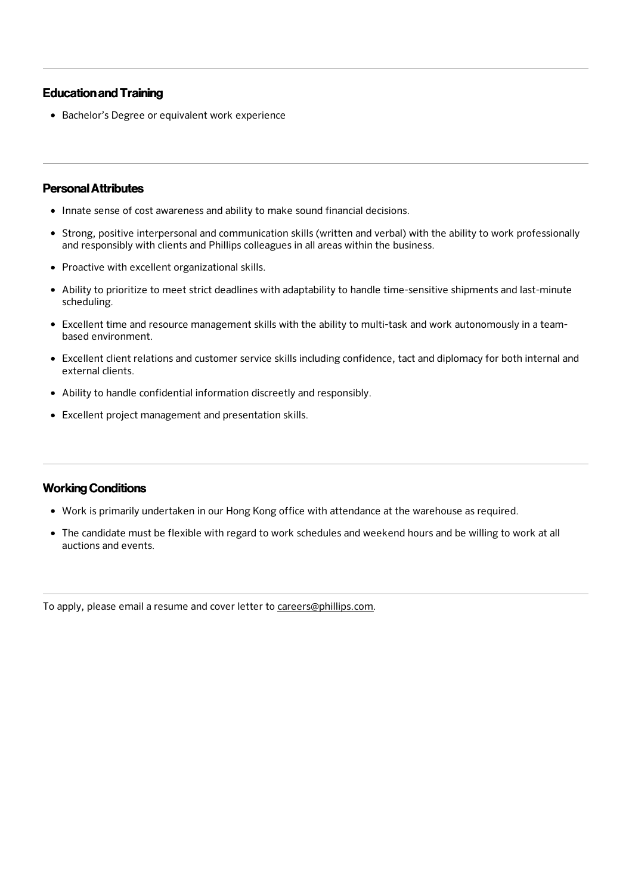## Education and Training

- Bachelor's Degree or equivalent work experience

## Personal Attributes

- Innate sense of cost awareness and ability to make sound financial decisions.
- Strong, positive interpersonal and communication skills (written and verbal) with the ability to work professionally and responsibly with clients and Phillips colleagues in all areas within the business.
- Proactive with excellent organizational skills.
- Ability to prioritize to meet strict deadlines with adaptability to handle time-sensitive shipments and last-minute scheduling.
- Excellent time and resource management skills with the ability to multi-task and work autonomously in a team-based environment.
- Excellent client relations and customer service skills including confidence, tact and diplomacy for both internal and external clients.
- Ability to handle confidential information discreetly and responsibly.
- Excellent project management and presentation skills.

## Working Conditions

- Work is primarily undertaken in our Hong Kong office with attendance at the warehouse as required.
- The candidate must be flexible with regard to work schedules and weekend hours and be willing to work at all auctions and events.

To apply, please email a resume and cover letter to careers@phillips.com.